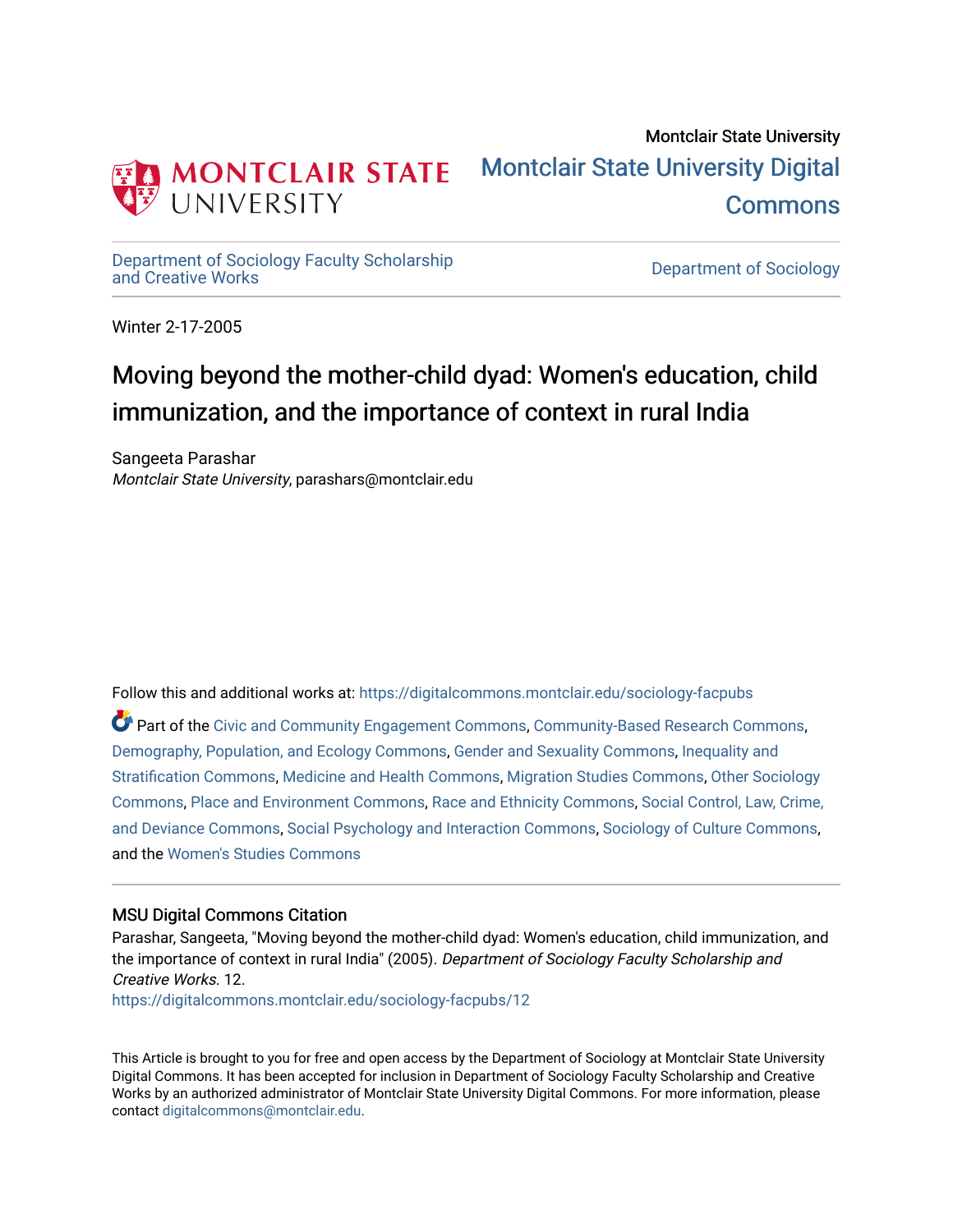Montclair State University

Montclair State University Digital Commons

Department of Sociology Faculty Scholarship and Creative Works

Department of Sociology

Winter 2-17-2005

# Moving beyond the mother-child dyad: Women's education, child immunization, and the importance of context in rural India

Sangeeta Parashar
*Montclair State University*, parashars@montclair.edu

Follow this and additional works at: https://digitalcommons.montclair.edu/sociology-facpubs

Part of the Civic and Community Engagement Commons, Community-Based Research Commons, Demography, Population, and Ecology Commons, Gender and Sexuality Commons, Inequality and Stratification Commons, Medicine and Health Commons, Migration Studies Commons, Other Sociology Commons, Place and Environment Commons, Race and Ethnicity Commons, Social Control, Law, Crime, and Deviance Commons, Social Psychology and Interaction Commons, Sociology of Culture Commons, and the Women's Studies Commons

### MSU Digital Commons Citation

Parashar, Sangeeta, "Moving beyond the mother-child dyad: Women's education, child immunization, and the importance of context in rural India" (2005). *Department of Sociology Faculty Scholarship and Creative Works*. 12.
https://digitalcommons.montclair.edu/sociology-facpubs/12

This Article is brought to you for free and open access by the Department of Sociology at Montclair State University Digital Commons. It has been accepted for inclusion in Department of Sociology Faculty Scholarship and Creative Works by an authorized administrator of Montclair State University Digital Commons. For more information, please contact digitalcommons@montclair.edu.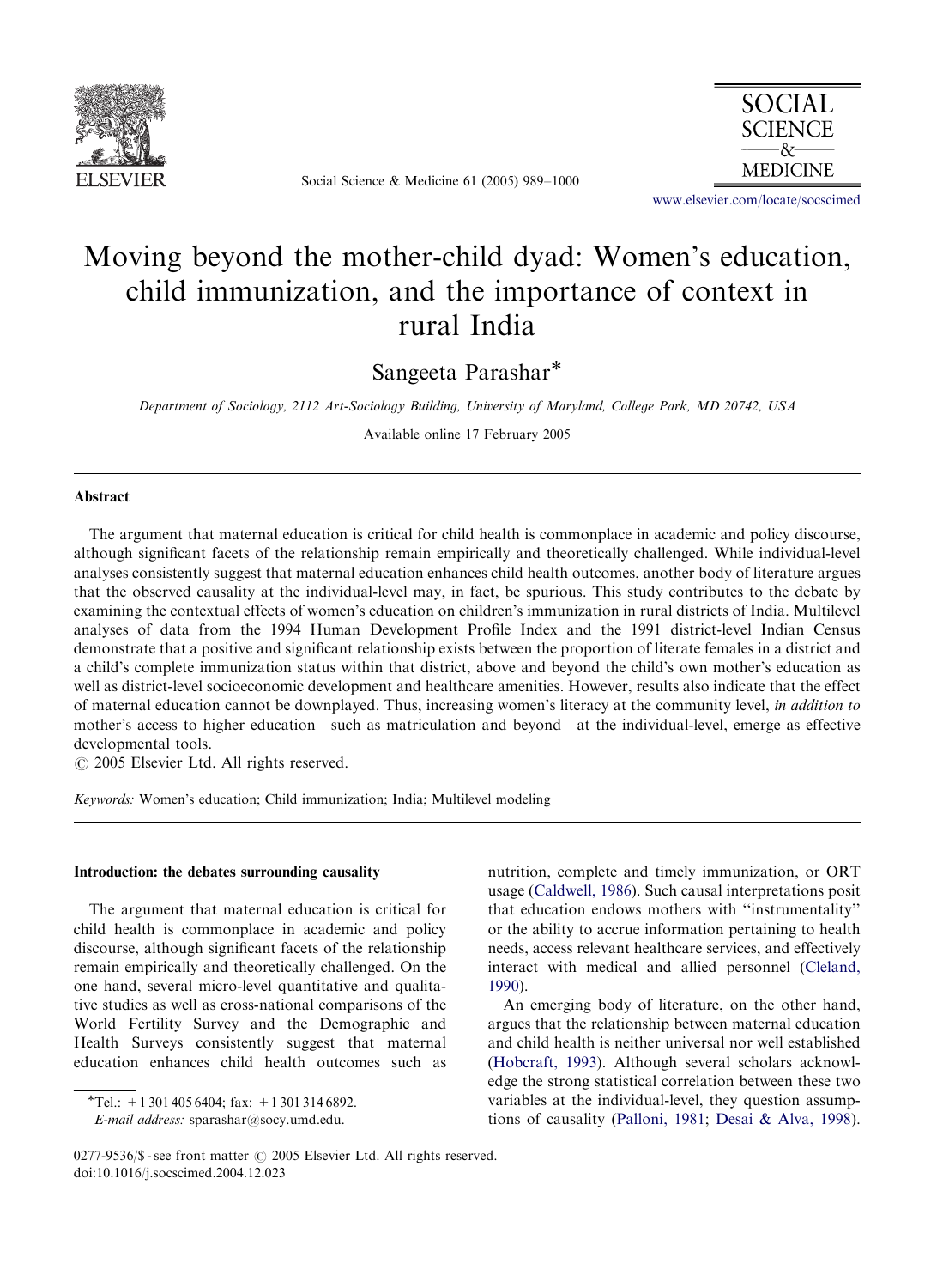# Moving beyond the mother-child dyad: Women's education, child immunization, and the importance of context in rural India

Sangeeta Parashar*

*Department of Sociology, 2112 Art-Sociology Building, University of Maryland, College Park, MD 20742, USA*

Available online 17 February 2005

## Abstract

The argument that maternal education is critical for child health is commonplace in academic and policy discourse, although significant facets of the relationship remain empirically and theoretically challenged. While individual-level analyses consistently suggest that maternal education enhances child health outcomes, another body of literature argues that the observed causality at the individual-level may, in fact, be spurious. This study contributes to the debate by examining the contextual effects of women's education on children's immunization in rural districts of India. Multilevel analyses of data from the 1994 Human Development Profile Index and the 1991 district-level Indian Census demonstrate that a positive and significant relationship exists between the proportion of literate females in a district and a child's complete immunization status within that district, above and beyond the child's own mother's education as well as district-level socioeconomic development and healthcare amenities. However, results also indicate that the effect of maternal education cannot be downplayed. Thus, increasing women's literacy at the community level, *in addition to* mother's access to higher education—such as matriculation and beyond—at the individual-level, emerge as effective developmental tools.

© 2005 Elsevier Ltd. All rights reserved.

*Keywords:* Women's education; Child immunization; India; Multilevel modeling

## Introduction: the debates surrounding causality

The argument that maternal education is critical for child health is commonplace in academic and policy discourse, although significant facets of the relationship remain empirically and theoretically challenged. On the one hand, several micro-level quantitative and qualitative studies as well as cross-national comparisons of the World Fertility Survey and the Demographic and Health Surveys consistently suggest that maternal education enhances child health outcomes such as nutrition, complete and timely immunization, or ORT usage (Caldwell, 1986). Such causal interpretations posit that education endows mothers with "instrumentality" or the ability to accrue information pertaining to health needs, access relevant healthcare services, and effectively interact with medical and allied personnel (Cleland, 1990).

An emerging body of literature, on the other hand, argues that the relationship between maternal education and child health is neither universal nor well established (Hobcraft, 1993). Although several scholars acknowledge the strong statistical correlation between these two variables at the individual-level, they question assumptions of causality (Palloni, 1981; Desai & Alva, 1998).

*Tel.: +1 301 405 6404; fax: +1 301 314 6892.
*E-mail address:* sparashar@socy.umd.edu.

0277-9536/$ - see front matter © 2005 Elsevier Ltd. All rights reserved.
doi:10.1016/j.socscimed.2004.12.023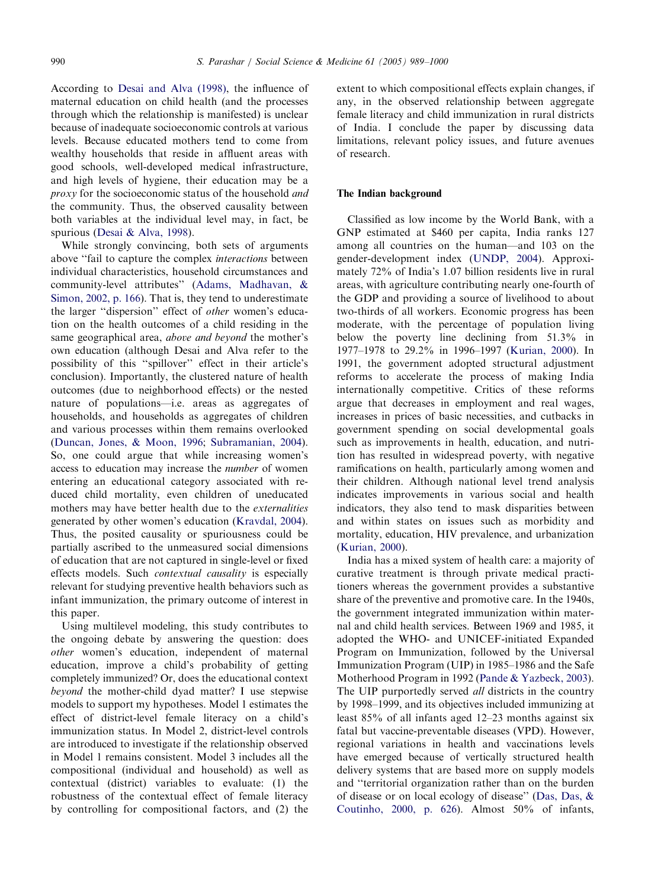According to Desai and Alva (1998), the influence of maternal education on child health (and the processes through which the relationship is manifested) is unclear because of inadequate socioeconomic controls at various levels. Because educated mothers tend to come from wealthy households that reside in affluent areas with good schools, well-developed medical infrastructure, and high levels of hygiene, their education may be a *proxy* for the socioeconomic status of the household *and* the community. Thus, the observed causality between both variables at the individual level may, in fact, be spurious (Desai & Alva, 1998).

While strongly convincing, both sets of arguments above "fail to capture the complex *interactions* between individual characteristics, household circumstances and community-level attributes" (Adams, Madhavan, & Simon, 2002, p. 166). That is, they tend to underestimate the larger "dispersion" effect of *other* women's education on the health outcomes of a child residing in the same geographical area, *above and beyond* the mother's own education (although Desai and Alva refer to the possibility of this "spillover" effect in their article's conclusion). Importantly, the clustered nature of health outcomes (due to neighborhood effects) or the nested nature of populations—i.e. areas as aggregates of households, and households as aggregates of children and various processes within them remains overlooked (Duncan, Jones, & Moon, 1996; Subramanian, 2004). So, one could argue that while increasing women's access to education may increase the *number* of women entering an educational category associated with reduced child mortality, even children of uneducated mothers may have better health due to the *externalities* generated by other women's education (Kravdal, 2004). Thus, the posited causality or spuriousness could be partially ascribed to the unmeasured social dimensions of education that are not captured in single-level or fixed effects models. Such *contextual causality* is especially relevant for studying preventive health behaviors such as infant immunization, the primary outcome of interest in this paper.

Using multilevel modeling, this study contributes to the ongoing debate by answering the question: does *other* women's education, independent of maternal education, improve a child's probability of getting completely immunized? Or, does the educational context *beyond* the mother-child dyad matter? I use stepwise models to support my hypotheses. Model 1 estimates the effect of district-level female literacy on a child's immunization status. In Model 2, district-level controls are introduced to investigate if the relationship observed in Model 1 remains consistent. Model 3 includes all the compositional (individual and household) as well as contextual (district) variables to evaluate: (1) the robustness of the contextual effect of female literacy by controlling for compositional factors, and (2) the extent to which compositional effects explain changes, if any, in the observed relationship between aggregate female literacy and child immunization in rural districts of India. I conclude the paper by discussing data limitations, relevant policy issues, and future avenues of research.

## The Indian background

Classified as low income by the World Bank, with a GNP estimated at $460 per capita, India ranks 127 among all countries on the human—and 103 on the gender-development index (UNDP, 2004). Approximately 72% of India's 1.07 billion residents live in rural areas, with agriculture contributing nearly one-fourth of the GDP and providing a source of livelihood to about two-thirds of all workers. Economic progress has been moderate, with the percentage of population living below the poverty line declining from 51.3% in 1977–1978 to 29.2% in 1996–1997 (Kurian, 2000). In 1991, the government adopted structural adjustment reforms to accelerate the process of making India internationally competitive. Critics of these reforms argue that decreases in employment and real wages, increases in prices of basic necessities, and cutbacks in government spending on social developmental goals such as improvements in health, education, and nutrition has resulted in widespread poverty, with negative ramifications on health, particularly among women and their children. Although national level trend analysis indicates improvements in various social and health indicators, they also tend to mask disparities between and within states on issues such as morbidity and mortality, education, HIV prevalence, and urbanization (Kurian, 2000).

India has a mixed system of health care: a majority of curative treatment is through private medical practitioners whereas the government provides a substantive share of the preventive and promotive care. In the 1940s, the government integrated immunization within maternal and child health services. Between 1969 and 1985, it adopted the WHO- and UNICEF-initiated Expanded Program on Immunization, followed by the Universal Immunization Program (UIP) in 1985–1986 and the Safe Motherhood Program in 1992 (Pande & Yazbeck, 2003). The UIP purportedly served *all* districts in the country by 1998–1999, and its objectives included immunizing at least 85% of all infants aged 12–23 months against six fatal but vaccine-preventable diseases (VPD). However, regional variations in health and vaccinations levels have emerged because of vertically structured health delivery systems that are based more on supply models and "territorial organization rather than on the burden of disease or on local ecology of disease" (Das, Das, & Coutinho, 2000, p. 626). Almost 50% of infants,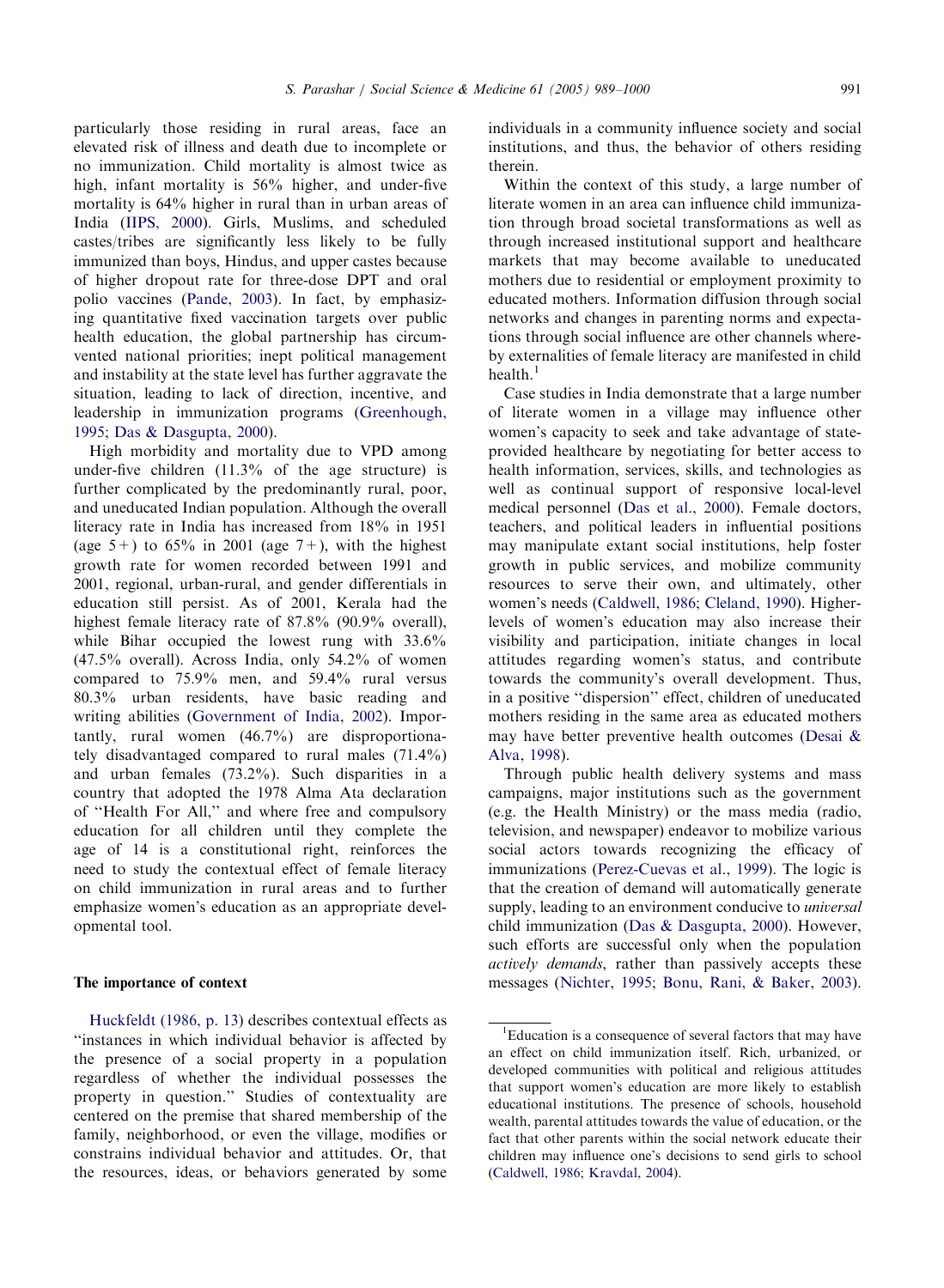particularly those residing in rural areas, face an elevated risk of illness and death due to incomplete or no immunization. Child mortality is almost twice as high, infant mortality is 56% higher, and under-five mortality is 64% higher in rural than in urban areas of India (IIPS, 2000). Girls, Muslims, and scheduled castes/tribes are significantly less likely to be fully immunized than boys, Hindus, and upper castes because of higher dropout rate for three-dose DPT and oral polio vaccines (Pande, 2003). In fact, by emphasizing quantitative fixed vaccination targets over public health education, the global partnership has circumvented national priorities; inept political management and instability at the state level has further aggravate the situation, leading to lack of direction, incentive, and leadership in immunization programs (Greenhough, 1995; Das & Dasgupta, 2000).

High morbidity and mortality due to VPD among under-five children (11.3% of the age structure) is further complicated by the predominantly rural, poor, and uneducated Indian population. Although the overall literacy rate in India has increased from 18% in 1951 (age 5+) to 65% in 2001 (age 7+), with the highest growth rate for women recorded between 1991 and 2001, regional, urban-rural, and gender differentials in education still persist. As of 2001, Kerala had the highest female literacy rate of 87.8% (90.9% overall), while Bihar occupied the lowest rung with 33.6% (47.5% overall). Across India, only 54.2% of women compared to 75.9% men, and 59.4% rural versus 80.3% urban residents, have basic reading and writing abilities (Government of India, 2002). Importantly, rural women (46.7%) are disproportionately disadvantaged compared to rural males (71.4%) and urban females (73.2%). Such disparities in a country that adopted the 1978 Alma Ata declaration of "Health For All," and where free and compulsory education for all children until they complete the age of 14 is a constitutional right, reinforces the need to study the contextual effect of female literacy on child immunization in rural areas and to further emphasize women's education as an appropriate developmental tool.

## The importance of context

Huckfeldt (1986, p. 13) describes contextual effects as "instances in which individual behavior is affected by the presence of a social property in a population regardless of whether the individual possesses the property in question." Studies of contextuality are centered on the premise that shared membership of the family, neighborhood, or even the village, modifies or constrains individual behavior and attitudes. Or, that the resources, ideas, or behaviors generated by some individuals in a community influence society and social institutions, and thus, the behavior of others residing therein.

Within the context of this study, a large number of literate women in an area can influence child immunization through broad societal transformations as well as through increased institutional support and healthcare markets that may become available to uneducated mothers due to residential or employment proximity to educated mothers. Information diffusion through social networks and changes in parenting norms and expectations through social influence are other channels whereby externalities of female literacy are manifested in child health.[1]

Case studies in India demonstrate that a large number of literate women in a village may influence other women's capacity to seek and take advantage of state-provided healthcare by negotiating for better access to health information, services, skills, and technologies as well as continual support of responsive local-level medical personnel (Das et al., 2000). Female doctors, teachers, and political leaders in influential positions may manipulate extant social institutions, help foster growth in public services, and mobilize community resources to serve their own, and ultimately, other women's needs (Caldwell, 1986; Cleland, 1990). Higher-levels of women's education may also increase their visibility and participation, initiate changes in local attitudes regarding women's status, and contribute towards the community's overall development. Thus, in a positive "dispersion" effect, children of uneducated mothers residing in the same area as educated mothers may have better preventive health outcomes (Desai & Alva, 1998).

Through public health delivery systems and mass campaigns, major institutions such as the government (e.g. the Health Ministry) or the mass media (radio, television, and newspaper) endeavor to mobilize various social actors towards recognizing the efficacy of immunizations (Perez-Cuevas et al., 1999). The logic is that the creation of demand will automatically generate supply, leading to an environment conducive to *universal* child immunization (Das & Dasgupta, 2000). However, such efforts are successful only when the population *actively demands*, rather than passively accepts these messages (Nichter, 1995; Bonu, Rani, & Baker, 2003).

[1] Education is a consequence of several factors that may have an effect on child immunization itself. Rich, urbanized, or developed communities with political and religious attitudes that support women's education are more likely to establish educational institutions. The presence of schools, household wealth, parental attitudes towards the value of education, or the fact that other parents within the social network educate their children may influence one's decisions to send girls to school (Caldwell, 1986; Kravdal, 2004).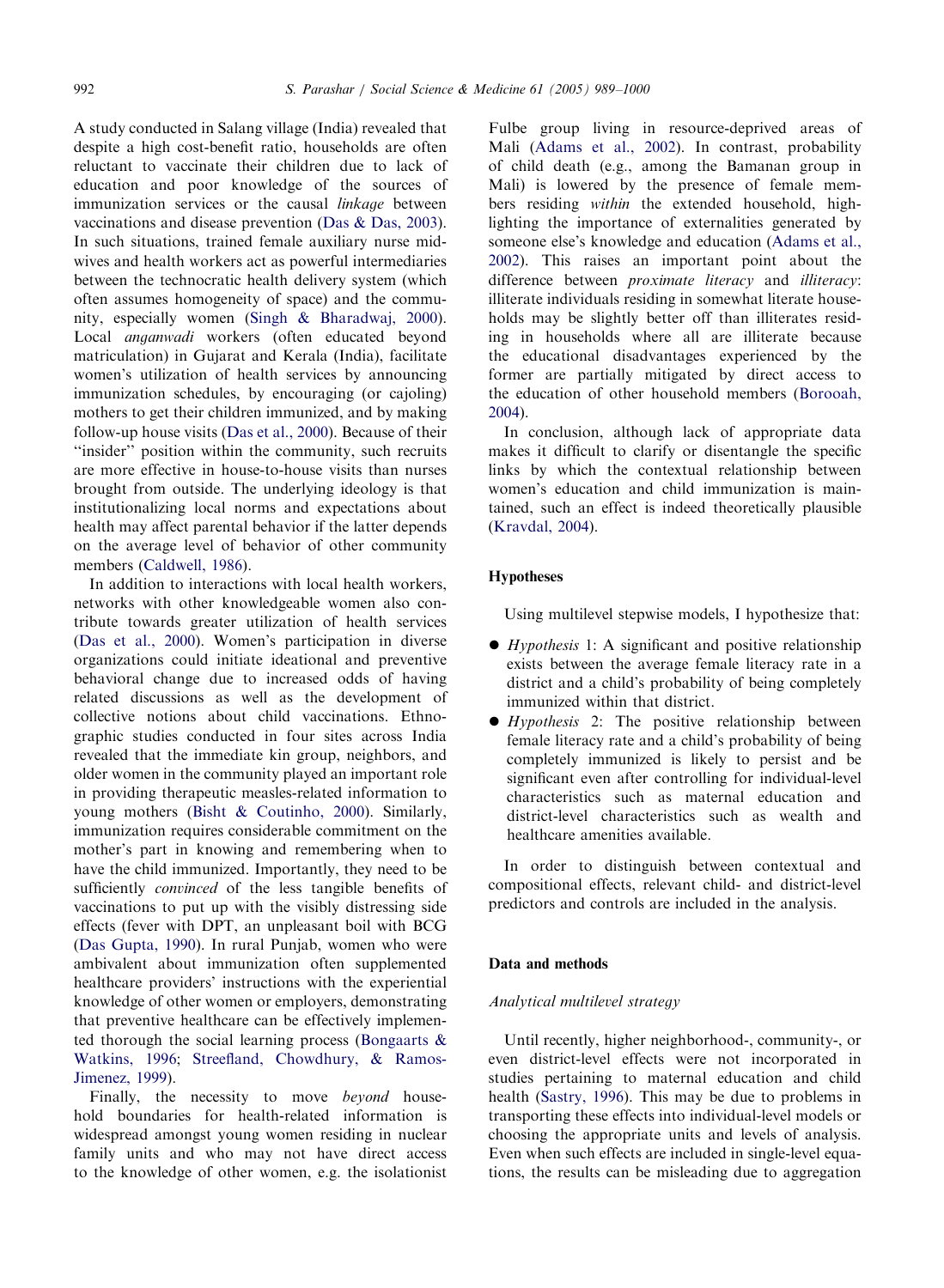A study conducted in Salang village (India) revealed that despite a high cost-benefit ratio, households are often reluctant to vaccinate their children due to lack of education and poor knowledge of the sources of immunization services or the causal *linkage* between vaccinations and disease prevention (Das & Das, 2003). In such situations, trained female auxiliary nurse midwives and health workers act as powerful intermediaries between the technocratic health delivery system (which often assumes homogeneity of space) and the community, especially women (Singh & Bharadwaj, 2000). Local *anganwadi* workers (often educated beyond matriculation) in Gujarat and Kerala (India), facilitate women's utilization of health services by announcing immunization schedules, by encouraging (or cajoling) mothers to get their children immunized, and by making follow-up house visits (Das et al., 2000). Because of their "insider" position within the community, such recruits are more effective in house-to-house visits than nurses brought from outside. The underlying ideology is that institutionalizing local norms and expectations about health may affect parental behavior if the latter depends on the average level of behavior of other community members (Caldwell, 1986).

In addition to interactions with local health workers, networks with other knowledgeable women also contribute towards greater utilization of health services (Das et al., 2000). Women's participation in diverse organizations could initiate ideational and preventive behavioral change due to increased odds of having related discussions as well as the development of collective notions about child vaccinations. Ethnographic studies conducted in four sites across India revealed that the immediate kin group, neighbors, and older women in the community played an important role in providing therapeutic measles-related information to young mothers (Bisht & Coutinho, 2000). Similarly, immunization requires considerable commitment on the mother's part in knowing and remembering when to have the child immunized. Importantly, they need to be sufficiently *convinced* of the less tangible benefits of vaccinations to put up with the visibly distressing side effects (fever with DPT, an unpleasant boil with BCG (Das Gupta, 1990). In rural Punjab, women who were ambivalent about immunization often supplemented healthcare providers' instructions with the experiential knowledge of other women or employers, demonstrating that preventive healthcare can be effectively implemented thorough the social learning process (Bongaarts & Watkins, 1996; Streefland, Chowdhury, & Ramos-Jimenez, 1999).

Finally, the necessity to move *beyond* household boundaries for health-related information is widespread amongst young women residing in nuclear family units and who may not have direct access to the knowledge of other women, e.g. the isolationist Fulbe group living in resource-deprived areas of Mali (Adams et al., 2002). In contrast, probability of child death (e.g., among the Bamanan group in Mali) is lowered by the presence of female members residing *within* the extended household, highlighting the importance of externalities generated by someone else's knowledge and education (Adams et al., 2002). This raises an important point about the difference between *proximate literacy* and *illiteracy*: illiterate individuals residing in somewhat literate households may be slightly better off than illiterates residing in households where all are illiterate because the educational disadvantages experienced by the former are partially mitigated by direct access to the education of other household members (Borooah, 2004).

In conclusion, although lack of appropriate data makes it difficult to clarify or disentangle the specific links by which the contextual relationship between women's education and child immunization is maintained, such an effect is indeed theoretically plausible (Kravdal, 2004).

## Hypotheses

Using multilevel stepwise models, I hypothesize that:

- *Hypothesis* 1: A significant and positive relationship exists between the average female literacy rate in a district and a child's probability of being completely immunized within that district.
- *Hypothesis* 2: The positive relationship between female literacy rate and a child's probability of being completely immunized is likely to persist and be significant even after controlling for individual-level characteristics such as maternal education and district-level characteristics such as wealth and healthcare amenities available.

In order to distinguish between contextual and compositional effects, relevant child- and district-level predictors and controls are included in the analysis.

## Data and methods

### *Analytical multilevel strategy*

Until recently, higher neighborhood-, community-, or even district-level effects were not incorporated in studies pertaining to maternal education and child health (Sastry, 1996). This may be due to problems in transporting these effects into individual-level models or choosing the appropriate units and levels of analysis. Even when such effects are included in single-level equations, the results can be misleading due to aggregation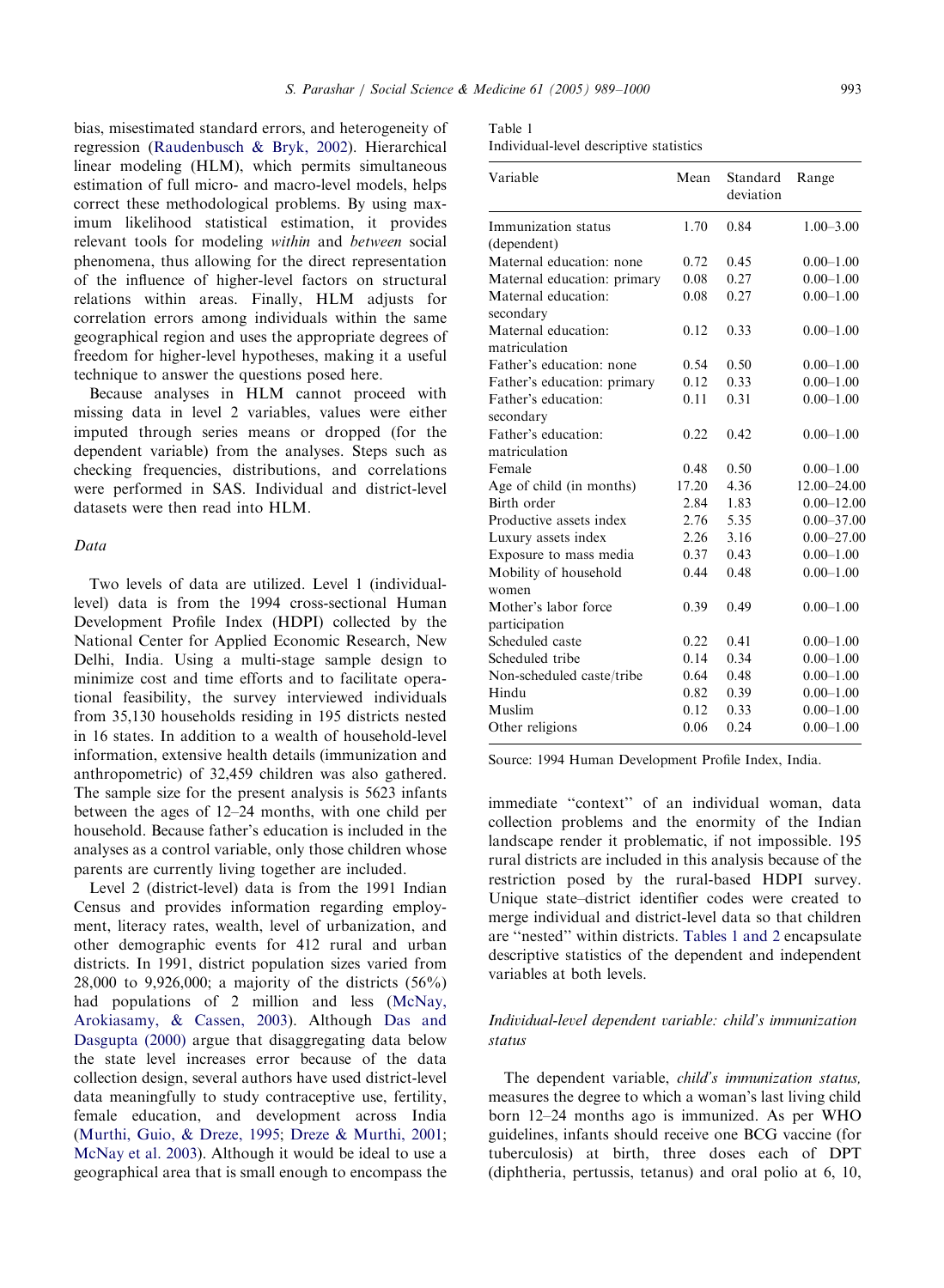bias, misestimated standard errors, and heterogeneity of regression (Raudenbusch & Bryk, 2002). Hierarchical linear modeling (HLM), which permits simultaneous estimation of full micro- and macro-level models, helps correct these methodological problems. By using maximum likelihood statistical estimation, it provides relevant tools for modeling *within* and *between* social phenomena, thus allowing for the direct representation of the influence of higher-level factors on structural relations within areas. Finally, HLM adjusts for correlation errors among individuals within the same geographical region and uses the appropriate degrees of freedom for higher-level hypotheses, making it a useful technique to answer the questions posed here.

Because analyses in HLM cannot proceed with missing data in level 2 variables, values were either imputed through series means or dropped (for the dependent variable) from the analyses. Steps such as checking frequencies, distributions, and correlations were performed in SAS. Individual and district-level datasets were then read into HLM.

### *Data*

Two levels of data are utilized. Level 1 (individual-level) data is from the 1994 cross-sectional Human Development Profile Index (HDPI) collected by the National Center for Applied Economic Research, New Delhi, India. Using a multi-stage sample design to minimize cost and time efforts and to facilitate operational feasibility, the survey interviewed individuals from 35,130 households residing in 195 districts nested in 16 states. In addition to a wealth of household-level information, extensive health details (immunization and anthropometric) of 32,459 children was also gathered. The sample size for the present analysis is 5623 infants between the ages of 12–24 months, with one child per household. Because father's education is included in the analyses as a control variable, only those children whose parents are currently living together are included.

Level 2 (district-level) data is from the 1991 Indian Census and provides information regarding employment, literacy rates, wealth, level of urbanization, and other demographic events for 412 rural and urban districts. In 1991, district population sizes varied from 28,000 to 9,926,000; a majority of the districts (56%) had populations of 2 million and less (McNay, Arokiasamy, & Cassen, 2003). Although Das and Dasgupta (2000) argue that disaggregating data below the state level increases error because of the data collection design, several authors have used district-level data meaningfully to study contraceptive use, fertility, female education, and development across India (Murthi, Guio, & Dreze, 1995; Dreze & Murthi, 2001; McNay et al. 2003). Although it would be ideal to use a geographical area that is small enough to encompass the immediate "context" of an individual woman, data collection problems and the enormity of the Indian landscape render it problematic, if not impossible. 195 rural districts are included in this analysis because of the restriction posed by the rural-based HDPI survey. Unique state–district identifier codes were created to merge individual and district-level data so that children are "nested" within districts. Tables 1 and 2 encapsulate descriptive statistics of the dependent and independent variables at both levels.

Table 1
Individual-level descriptive statistics

| Variable | Mean | Standard deviation | Range |
|---|---|---|---|
| Immunization status (dependent) | 1.70 | 0.84 | 1.00–3.00 |
| Maternal education: none | 0.72 | 0.45 | 0.00–1.00 |
| Maternal education: primary | 0.08 | 0.27 | 0.00–1.00 |
| Maternal education: secondary | 0.08 | 0.27 | 0.00–1.00 |
| Maternal education: matriculation | 0.12 | 0.33 | 0.00–1.00 |
| Father's education: none | 0.54 | 0.50 | 0.00–1.00 |
| Father's education: primary | 0.12 | 0.33 | 0.00–1.00 |
| Father's education: secondary | 0.11 | 0.31 | 0.00–1.00 |
| Father's education: matriculation | 0.22 | 0.42 | 0.00–1.00 |
| Female | 0.48 | 0.50 | 0.00–1.00 |
| Age of child (in months) | 17.20 | 4.36 | 12.00–24.00 |
| Birth order | 2.84 | 1.83 | 0.00–12.00 |
| Productive assets index | 2.76 | 5.35 | 0.00–37.00 |
| Luxury assets index | 2.26 | 3.16 | 0.00–27.00 |
| Exposure to mass media | 0.37 | 0.43 | 0.00–1.00 |
| Mobility of household women | 0.44 | 0.48 | 0.00–1.00 |
| Mother's labor force participation | 0.39 | 0.49 | 0.00–1.00 |
| Scheduled caste | 0.22 | 0.41 | 0.00–1.00 |
| Scheduled tribe | 0.14 | 0.34 | 0.00–1.00 |
| Non-scheduled caste/tribe | 0.64 | 0.48 | 0.00–1.00 |
| Hindu | 0.82 | 0.39 | 0.00–1.00 |
| Muslim | 0.12 | 0.33 | 0.00–1.00 |
| Other religions | 0.06 | 0.24 | 0.00–1.00 |

Source: 1994 Human Development Profile Index, India.

### *Individual-level dependent variable: child's immunization status*

The dependent variable, *child's immunization status,* measures the degree to which a woman's last living child born 12–24 months ago is immunized. As per WHO guidelines, infants should receive one BCG vaccine (for tuberculosis) at birth, three doses each of DPT (diphtheria, pertussis, tetanus) and oral polio at 6, 10,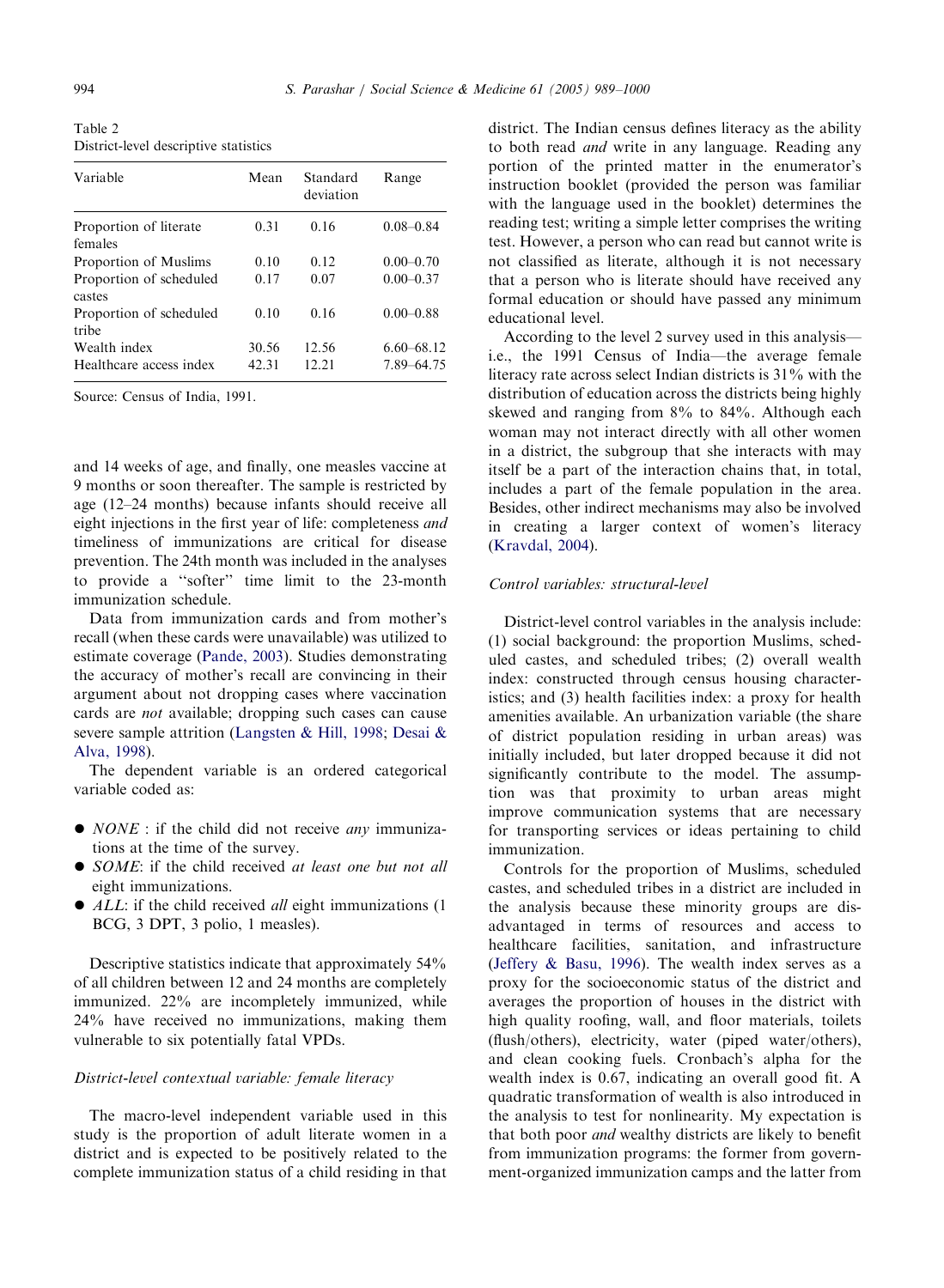Table 2
District-level descriptive statistics

| Variable | Mean | Standard deviation | Range |
|---|---|---|---|
| Proportion of literate females | 0.31 | 0.16 | 0.08–0.84 |
| Proportion of Muslims | 0.10 | 0.12 | 0.00–0.70 |
| Proportion of scheduled castes | 0.17 | 0.07 | 0.00–0.37 |
| Proportion of scheduled tribe | 0.10 | 0.16 | 0.00–0.88 |
| Wealth index | 30.56 | 12.56 | 6.60–68.12 |
| Healthcare access index | 42.31 | 12.21 | 7.89–64.75 |

Source: Census of India, 1991.

and 14 weeks of age, and finally, one measles vaccine at 9 months or soon thereafter. The sample is restricted by age (12–24 months) because infants should receive all eight injections in the first year of life: completeness *and* timeliness of immunizations are critical for disease prevention. The 24th month was included in the analyses to provide a "softer" time limit to the 23-month immunization schedule.

Data from immunization cards and from mother's recall (when these cards were unavailable) was utilized to estimate coverage (Pande, 2003). Studies demonstrating the accuracy of mother's recall are convincing in their argument about not dropping cases where vaccination cards are *not* available; dropping such cases can cause severe sample attrition (Langsten & Hill, 1998; Desai & Alva, 1998).

The dependent variable is an ordered categorical variable coded as:

- *NONE* : if the child did not receive *any* immunizations at the time of the survey.
- *SOME*: if the child received *at least one but not all* eight immunizations.
- *ALL*: if the child received *all* eight immunizations (1 BCG, 3 DPT, 3 polio, 1 measles).

Descriptive statistics indicate that approximately 54% of all children between 12 and 24 months are completely immunized. 22% are incompletely immunized, while 24% have received no immunizations, making them vulnerable to six potentially fatal VPDs.

*District-level contextual variable: female literacy*

The macro-level independent variable used in this study is the proportion of adult literate women in a district and is expected to be positively related to the complete immunization status of a child residing in that district. The Indian census defines literacy as the ability to both read *and* write in any language. Reading any portion of the printed matter in the enumerator's instruction booklet (provided the person was familiar with the language used in the booklet) determines the reading test; writing a simple letter comprises the writing test. However, a person who can read but cannot write is not classified as literate, although it is not necessary that a person who is literate should have received any formal education or should have passed any minimum educational level.

According to the level 2 survey used in this analysis—i.e., the 1991 Census of India—the average female literacy rate across select Indian districts is 31% with the distribution of education across the districts being highly skewed and ranging from 8% to 84%. Although each woman may not interact directly with all other women in a district, the subgroup that she interacts with may itself be a part of the interaction chains that, in total, includes a part of the female population in the area. Besides, other indirect mechanisms may also be involved in creating a larger context of women's literacy (Kravdal, 2004).

*Control variables: structural-level*

District-level control variables in the analysis include: (1) social background: the proportion Muslims, scheduled castes, and scheduled tribes; (2) overall wealth index: constructed through census housing characteristics; and (3) health facilities index: a proxy for health amenities available. An urbanization variable (the share of district population residing in urban areas) was initially included, but later dropped because it did not significantly contribute to the model. The assumption was that proximity to urban areas might improve communication systems that are necessary for transporting services or ideas pertaining to child immunization.

Controls for the proportion of Muslims, scheduled castes, and scheduled tribes in a district are included in the analysis because these minority groups are disadvantaged in terms of resources and access to healthcare facilities, sanitation, and infrastructure (Jeffery & Basu, 1996). The wealth index serves as a proxy for the socioeconomic status of the district and averages the proportion of houses in the district with high quality roofing, wall, and floor materials, toilets (flush/others), electricity, water (piped water/others), and clean cooking fuels. Cronbach's alpha for the wealth index is 0.67, indicating an overall good fit. A quadratic transformation of wealth is also introduced in the analysis to test for nonlinearity. My expectation is that both poor *and* wealthy districts are likely to benefit from immunization programs: the former from government-organized immunization camps and the latter from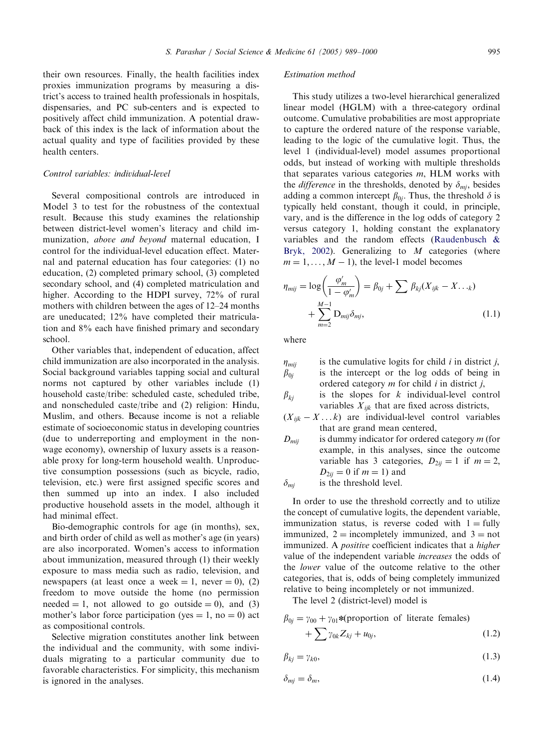their own resources. Finally, the health facilities index proxies immunization programs by measuring a district's access to trained health professionals in hospitals, dispensaries, and PC sub-centers and is expected to positively affect child immunization. A potential drawback of this index is the lack of information about the actual quality and type of facilities provided by these health centers.

### *Control variables: individual-level*

Several compositional controls are introduced in Model 3 to test for the robustness of the contextual result. Because this study examines the relationship between district-level women's literacy and child immunization, *above and beyond* maternal education, I control for the individual-level education effect. Maternal and paternal education has four categories: (1) no education, (2) completed primary school, (3) completed secondary school, and (4) completed matriculation and higher. According to the HDPI survey, 72% of rural mothers with children between the ages of 12–24 months are uneducated; 12% have completed their matriculation and 8% each have finished primary and secondary school.

Other variables that, independent of education, affect child immunization are also incorporated in the analysis. Social background variables tapping social and cultural norms not captured by other variables include (1) household caste/tribe: scheduled caste, scheduled tribe, and nonscheduled caste/tribe and (2) religion: Hindu, Muslim, and others. Because income is not a reliable estimate of socioeconomic status in developing countries (due to underreporting and employment in the non-wage economy), ownership of luxury assets is a reasonable proxy for long-term household wealth. Unproductive consumption possessions (such as bicycle, radio, television, etc.) were first assigned specific scores and then summed up into an index. I also included productive household assets in the model, although it had minimal effect.

Bio-demographic controls for age (in months), sex, and birth order of child as well as mother's age (in years) are also incorporated. Women's access to information about immunization, measured through (1) their weekly exposure to mass media such as radio, television, and newspapers (at least once a week = 1, never = 0), (2) freedom to move outside the home (no permission needed = 1, not allowed to go outside = 0), and (3) mother's labor force participation (yes = 1, no = 0) act as compositional controls.

Selective migration constitutes another link between the individual and the community, with some individuals migrating to a particular community due to favorable characteristics. For simplicity, this mechanism is ignored in the analyses.

### *Estimation method*

This study utilizes a two-level hierarchical generalized linear model (HGLM) with a three-category ordinal outcome. Cumulative probabilities are most appropriate to capture the ordered nature of the response variable, leading to the logic of the cumulative logit. Thus, the level 1 (individual-level) model assumes proportional odds, but instead of working with multiple thresholds that separates various categories $m$, HLM works with the *difference* in the thresholds, denoted by $\delta_{mj}$, besides adding a common intercept $\beta_{0j}$. Thus, the threshold $\delta$ is typically held constant, though it could, in principle, vary, and is the difference in the log odds of category 2 versus category 1, holding constant the explanatory variables and the random effects (Raudenbusch & Bryk, 2002). Generalizing to $M$ categories (where $m = 1, \ldots, M-1$), the level-1 model becomes

$$\eta_{mij} = \log\left(\frac{\varphi'_m}{1-\varphi'_m}\right) = \beta_{0j} + \sum \beta_{kj}(X_{ijk} - X_{\ldots k}) + \sum_{m=2}^{M-1} D_{mij}\delta_{mj}, \tag{1.1}$$

where

- $\eta_{mij}$ is the cumulative logits for child $i$ in district $j$,
- $\beta_{0j}$ is the intercept or the log odds of being in ordered category $m$ for child $i$ in district $j$,
- $\beta_{kj}$ is the slopes for $k$ individual-level control variables $X_{ijk}$ that are fixed across districts,
- $(X_{ijk} - X \ldots k)$ are individual-level control variables that are grand mean centered,
- $D_{mij}$ is dummy indicator for ordered category $m$ (for example, in this analyses, since the outcome variable has 3 categories, $D_{2ij} = 1$ if $m = 2$, $D_{2ij} = 0$ if $m = 1$) and
- $\delta_{mj}$ is the threshold level.

In order to use the threshold correctly and to utilize the concept of cumulative logits, the dependent variable, immunization status, is reverse coded with 1 = fully immunized, 2 = incompletely immunized, and 3 = not immunized. A *positive* coefficient indicates that a *higher* value of the independent variable *increases* the odds of the *lower* value of the outcome relative to the other categories, that is, odds of being completely immunized relative to being incompletely or not immunized.

The level 2 (district-level) model is

$$\beta_{0j} = \gamma_{00} + \gamma_{01} * (\text{proportion of literate females}) + \sum \gamma_{0k} Z_{kj} + u_{0j}, \tag{1.2}$$

$$\beta_{kj} = \gamma_{k0}, \tag{1.3}$$

$$\delta_{mj} = \delta_m, \tag{1.4}$$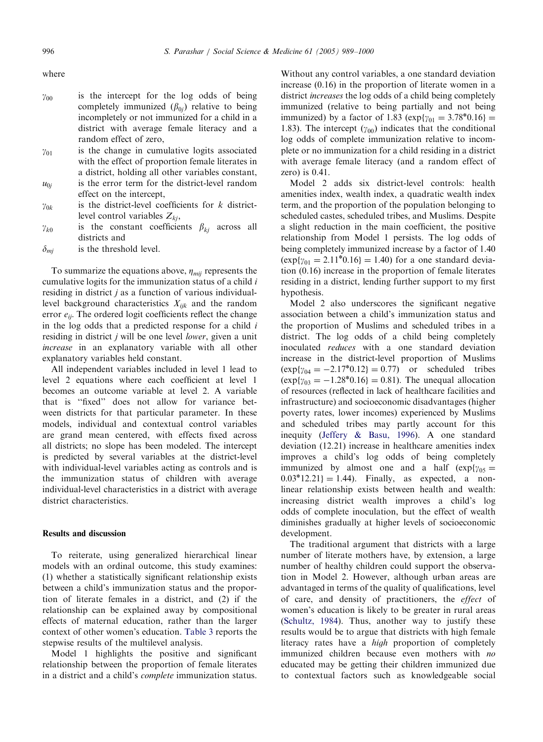where

- $\gamma_{00}$ is the intercept for the log odds of being completely immunized ($\beta_{0j}$) relative to being incompletely or not immunized for a child in a district with average female literacy and a random effect of zero,
- $\gamma_{01}$ is the change in cumulative logits associated with the effect of proportion female literates in a district, holding all other variables constant,
- $u_{0j}$ is the error term for the district-level random effect on the intercept,
- $\gamma_{0k}$ is the district-level coefficients for $k$ district-level control variables $Z_{kj}$,
- $\gamma_{k0}$ is the constant coefficients $\beta_{kj}$ across all districts and
- $\delta_{mj}$ is the threshold level.

To summarize the equations above, $\eta_{mij}$ represents the cumulative logits for the immunization status of a child $i$ residing in district $j$ as a function of various individual-level background characteristics $X_{ijk}$ and the random error $e_{ij}$. The ordered logit coefficients reflect the change in the log odds that a predicted response for a child $i$ residing in district $j$ will be one level *lower*, given a unit *increase* in an explanatory variable with all other explanatory variables held constant.

All independent variables included in level 1 lead to level 2 equations where each coefficient at level 1 becomes an outcome variable at level 2. A variable that is "fixed" does not allow for variance between districts for that particular parameter. In these models, individual and contextual control variables are grand mean centered, with effects fixed across all districts; no slope has been modeled. The intercept is predicted by several variables at the district-level with individual-level variables acting as controls and is the immunization status of children with average individual-level characteristics in a district with average district characteristics.

## Results and discussion

To reiterate, using generalized hierarchical linear models with an ordinal outcome, this study examines: (1) whether a statistically significant relationship exists between a child's immunization status and the proportion of literate females in a district, and (2) if the relationship can be explained away by compositional effects of maternal education, rather than the larger context of other women's education. Table 3 reports the stepwise results of the multilevel analysis.

Model 1 highlights the positive and significant relationship between the proportion of female literates in a district and a child's *complete* immunization status. Without any control variables, a one standard deviation increase (0.16) in the proportion of literate women in a district *increases* the log odds of a child being completely immunized (relative to being partially and not being immunized) by a factor of 1.83 ($\exp\{\gamma_{01} = 3.78^{*}0.16\} = 1.83$). The intercept ($\gamma_{00}$) indicates that the conditional log odds of complete immunization relative to incomplete or no immunization for a child residing in a district with average female literacy (and a random effect of zero) is 0.41.

Model 2 adds six district-level controls: health amenities index, wealth index, a quadratic wealth index term, and the proportion of the population belonging to scheduled castes, scheduled tribes, and Muslims. Despite a slight reduction in the main coefficient, the positive relationship from Model 1 persists. The log odds of being completely immunized increase by a factor of 1.40 ($\exp\{\gamma_{01} = 2.11^{*}0.16\} = 1.40$) for a one standard deviation (0.16) increase in the proportion of female literates residing in a district, lending further support to my first hypothesis.

Model 2 also underscores the significant negative association between a child's immunization status and the proportion of Muslims and scheduled tribes in a district. The log odds of a child being completely inoculated *reduces* with a one standard deviation increase in the district-level proportion of Muslims ($\exp\{\gamma_{04} = -2.17^{*}0.12\} = 0.77$) or scheduled tribes ($\exp\{\gamma_{03} = -1.28^{*}0.16\} = 0.81$). The unequal allocation of resources (reflected in lack of healthcare facilities and infrastructure) and socioeconomic disadvantages (higher poverty rates, lower incomes) experienced by Muslims and scheduled tribes may partly account for this inequity (Jeffery & Basu, 1996). A one standard deviation (12.21) increase in healthcare amenities index improves a child's log odds of being completely immunized by almost one and a half ($\exp\{\gamma_{05} = 0.03^{*}12.21\} = 1.44$). Finally, as expected, a non-linear relationship exists between health and wealth: increasing district wealth improves a child's log odds of complete inoculation, but the effect of wealth diminishes gradually at higher levels of socioeconomic development.

The traditional argument that districts with a large number of literate mothers have, by extension, a large number of healthy children could support the observation in Model 2. However, although urban areas are advantaged in terms of the quality of qualifications, level of care, and density of practitioners, the *effect* of women's education is likely to be greater in rural areas (Schultz, 1984). Thus, another way to justify these results would be to argue that districts with high female literacy rates have a *high* proportion of completely immunized children because even mothers with *no* educated may be getting their children immunized due to contextual factors such as knowledgeable social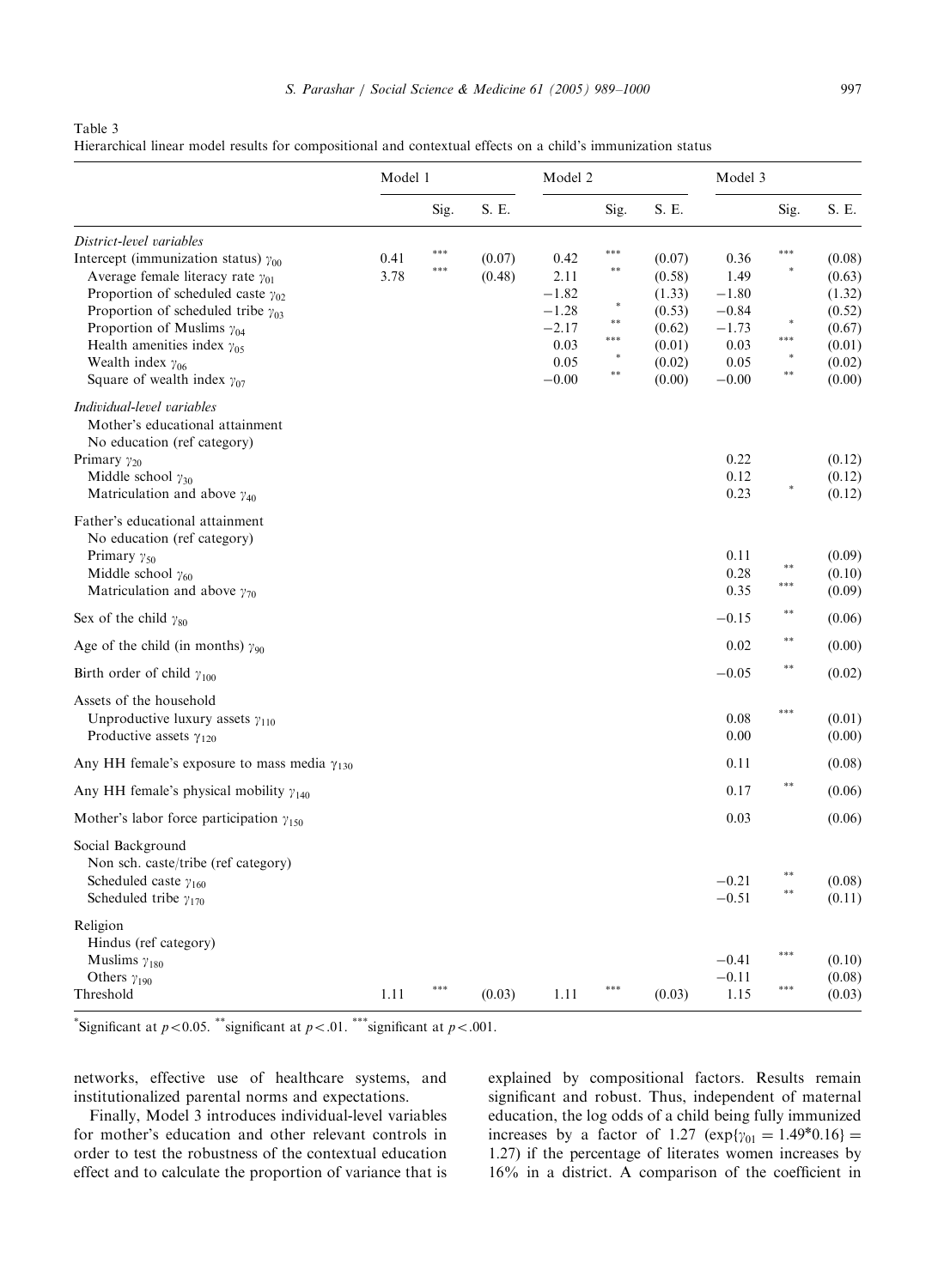Table 3
Hierarchical linear model results for compositional and contextual effects on a child's immunization status

| | Model 1 | | | Model 2 | | | Model 3 | | |
|---|---|---|---|---|---|---|---|---|---|
| | | Sig. | S. E. | | Sig. | S. E. | | Sig. | S. E. |
| *District-level variables* | | | | | | | | | |
| Intercept (immunization status) $\gamma_{00}$ | 0.41 | *** | (0.07) | 0.42 | *** | (0.07) | 0.36 | *** | (0.08) |
| Average female literacy rate $\gamma_{01}$ | 3.78 | *** | (0.48) | 2.11 | ** | (0.58) | 1.49 | * | (0.63) |
| Proportion of scheduled caste $\gamma_{02}$ | | | | −1.82 | | (1.33) | −1.80 | | (1.32) |
| Proportion of scheduled tribe $\gamma_{03}$ | | | | −1.28 | * | (0.53) | −0.84 | | (0.52) |
| Proportion of Muslims $\gamma_{04}$ | | | | −2.17 | ** | (0.62) | −1.73 | * | (0.67) |
| Health amenities index $\gamma_{05}$ | | | | 0.03 | *** | (0.01) | 0.03 | *** | (0.01) |
| Wealth index $\gamma_{06}$ | | | | 0.05 | * | (0.02) | 0.05 | * | (0.02) |
| Square of wealth index $\gamma_{07}$ | | | | −0.00 | ** | (0.00) | −0.00 | ** | (0.00) |
| *Individual-level variables* | | | | | | | | | |
| Mother's educational attainment | | | | | | | | | |
| No education (ref category) | | | | | | | | | |
| Primary $\gamma_{20}$ | | | | | | | 0.22 | | (0.12) |
| Middle school $\gamma_{30}$ | | | | | | | 0.12 | | (0.12) |
| Matriculation and above $\gamma_{40}$ | | | | | | | 0.23 | * | (0.12) |
| Father's educational attainment | | | | | | | | | |
| No education (ref category) | | | | | | | | | |
| Primary $\gamma_{50}$ | | | | | | | 0.11 | | (0.09) |
| Middle school $\gamma_{60}$ | | | | | | | 0.28 | ** | (0.10) |
| Matriculation and above $\gamma_{70}$ | | | | | | | 0.35 | *** | (0.09) |
| Sex of the child $\gamma_{80}$ | | | | | | | −0.15 | ** | (0.06) |
| Age of the child (in months) $\gamma_{90}$ | | | | | | | 0.02 | ** | (0.00) |
| Birth order of child $\gamma_{100}$ | | | | | | | −0.05 | ** | (0.02) |
| Assets of the household | | | | | | | | | |
| Unproductive luxury assets $\gamma_{110}$ | | | | | | | 0.08 | *** | (0.01) |
| Productive assets $\gamma_{120}$ | | | | | | | 0.00 | | (0.00) |
| Any HH female's exposure to mass media $\gamma_{130}$ | | | | | | | 0.11 | | (0.08) |
| Any HH female's physical mobility $\gamma_{140}$ | | | | | | | 0.17 | ** | (0.06) |
| Mother's labor force participation $\gamma_{150}$ | | | | | | | 0.03 | | (0.06) |
| Social Background | | | | | | | | | |
| Non sch. caste/tribe (ref category) | | | | | | | | | |
| Scheduled caste $\gamma_{160}$ | | | | | | | −0.21 | ** | (0.08) |
| Scheduled tribe $\gamma_{170}$ | | | | | | | −0.51 | ** | (0.11) |
| Religion | | | | | | | | | |
| Hindus (ref category) | | | | | | | | | |
| Muslims $\gamma_{180}$ | | | | | | | −0.41 | *** | (0.10) |
| Others $\gamma_{190}$ | | | | | | | −0.11 | | (0.08) |
| Threshold | 1.11 | *** | (0.03) | 1.11 | *** | (0.03) | 1.15 | *** | (0.03) |

*Significant at $p<0.05$. **significant at $p<.01$. ***significant at $p<.001$.

networks, effective use of healthcare systems, and institutionalized parental norms and expectations.

Finally, Model 3 introduces individual-level variables for mother's education and other relevant controls in order to test the robustness of the contextual education effect and to calculate the proportion of variance that is explained by compositional factors. Results remain significant and robust. Thus, independent of maternal education, the log odds of a child being fully immunized increases by a factor of 1.27 ($\exp\{\gamma_{01} = 1.49{*}0.16\} = 1.27$) if the percentage of literates women increases by 16% in a district. A comparison of the coefficient in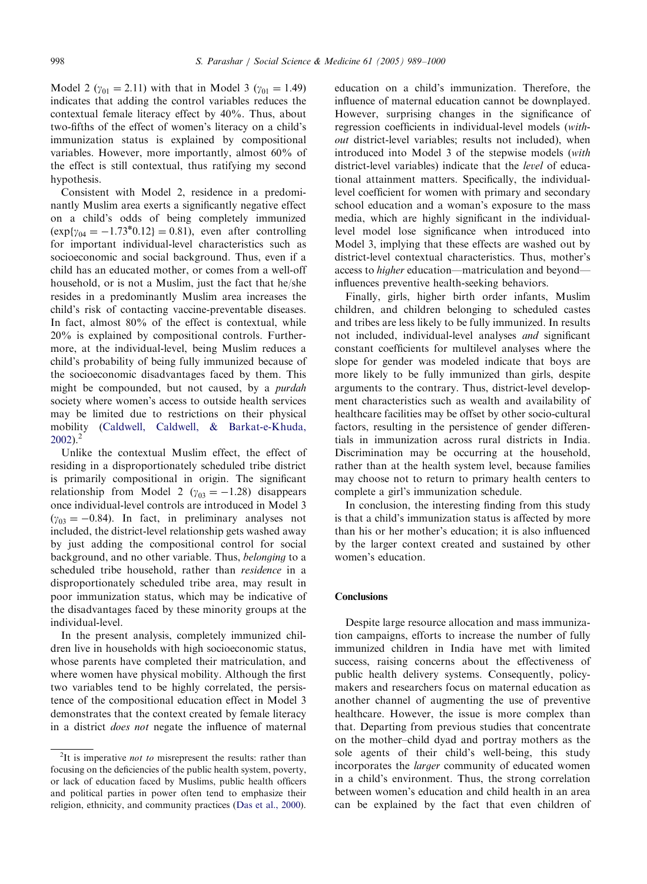Model 2 ($\gamma_{01} = 2.11$) with that in Model 3 ($\gamma_{01} = 1.49$) indicates that adding the control variables reduces the contextual female literacy effect by 40%. Thus, about two-fifths of the effect of women's literacy on a child's immunization status is explained by compositional variables. However, more importantly, almost 60% of the effect is still contextual, thus ratifying my second hypothesis.

Consistent with Model 2, residence in a predominantly Muslim area exerts a significantly negative effect on a child's odds of being completely immunized ($\exp\{\gamma_{04} = -1.73^{*}0.12\} = 0.81$), even after controlling for important individual-level characteristics such as socioeconomic and social background. Thus, even if a child has an educated mother, or comes from a well-off household, or is not a Muslim, just the fact that he/she resides in a predominantly Muslim area increases the child's risk of contacting vaccine-preventable diseases. In fact, almost 80% of the effect is contextual, while 20% is explained by compositional controls. Furthermore, at the individual-level, being Muslim reduces a child's probability of being fully immunized because of the socioeconomic disadvantages faced by them. This might be compounded, but not caused, by a *purdah* society where women's access to outside health services may be limited due to restrictions on their physical mobility (Caldwell, Caldwell, & Barkat-e-Khuda, 2002).[2]

Unlike the contextual Muslim effect, the effect of residing in a disproportionately scheduled tribe district is primarily compositional in origin. The significant relationship from Model 2 ($\gamma_{03} = -1.28$) disappears once individual-level controls are introduced in Model 3 ($\gamma_{03} = -0.84$). In fact, in preliminary analyses not included, the district-level relationship gets washed away by just adding the compositional control for social background, and no other variable. Thus, *belonging* to a scheduled tribe household, rather than *residence* in a disproportionately scheduled tribe area, may result in poor immunization status, which may be indicative of the disadvantages faced by these minority groups at the individual-level.

In the present analysis, completely immunized children live in households with high socioeconomic status, whose parents have completed their matriculation, and where women have physical mobility. Although the first two variables tend to be highly correlated, the persistence of the compositional education effect in Model 3 demonstrates that the context created by female literacy in a district *does not* negate the influence of maternal education on a child's immunization. Therefore, the influence of maternal education cannot be downplayed. However, surprising changes in the significance of regression coefficients in individual-level models (*without* district-level variables; results not included), when introduced into Model 3 of the stepwise models (*with* district-level variables) indicate that the *level* of educational attainment matters. Specifically, the individual-level coefficient for women with primary and secondary school education and a woman's exposure to the mass media, which are highly significant in the individual-level model lose significance when introduced into Model 3, implying that these effects are washed out by district-level contextual characteristics. Thus, mother's access to *higher* education—matriculation and beyond—influences preventive health-seeking behaviors.

Finally, girls, higher birth order infants, Muslim children, and children belonging to scheduled castes and tribes are less likely to be fully immunized. In results not included, individual-level analyses *and* significant constant coefficients for multilevel analyses where the slope for gender was modeled indicate that boys are more likely to be fully immunized than girls, despite arguments to the contrary. Thus, district-level development characteristics such as wealth and availability of healthcare facilities may be offset by other socio-cultural factors, resulting in the persistence of gender differentials in immunization across rural districts in India. Discrimination may be occurring at the household, rather than at the health system level, because families may choose not to return to primary health centers to complete a girl's immunization schedule.

In conclusion, the interesting finding from this study is that a child's immunization status is affected by more than his or her mother's education; it is also influenced by the larger context created and sustained by other women's education.

## Conclusions

Despite large resource allocation and mass immunization campaigns, efforts to increase the number of fully immunized children in India have met with limited success, raising concerns about the effectiveness of public health delivery systems. Consequently, policymakers and researchers focus on maternal education as another channel of augmenting the use of preventive healthcare. However, the issue is more complex than that. Departing from previous studies that concentrate on the mother–child dyad and portray mothers as the sole agents of their child's well-being, this study incorporates the *larger* community of educated women in a child's environment. Thus, the strong correlation between women's education and child health in an area can be explained by the fact that even children of

---

[2] It is imperative *not to* misrepresent the results: rather than focusing on the deficiencies of the public health system, poverty, or lack of education faced by Muslims, public health officers and political parties in power often tend to emphasize their religion, ethnicity, and community practices (Das et al., 2000).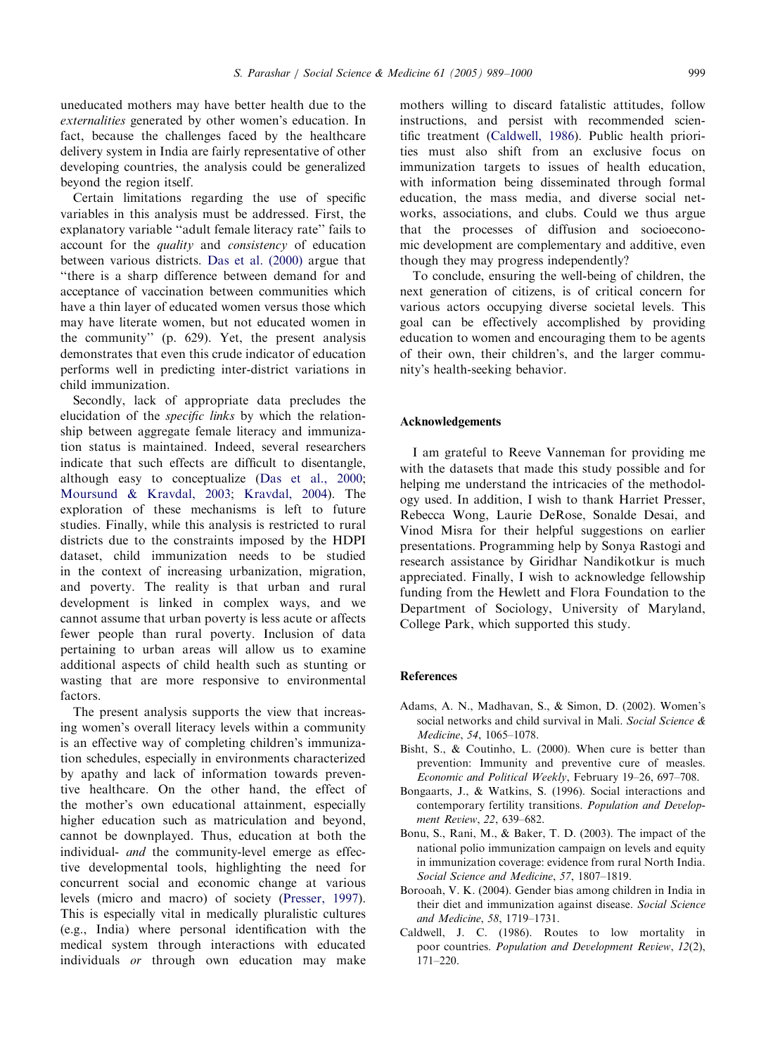uneducated mothers may have better health due to the *externalities* generated by other women's education. In fact, because the challenges faced by the healthcare delivery system in India are fairly representative of other developing countries, the analysis could be generalized beyond the region itself.

Certain limitations regarding the use of specific variables in this analysis must be addressed. First, the explanatory variable "adult female literacy rate" fails to account for the *quality* and *consistency* of education between various districts. Das et al. (2000) argue that "there is a sharp difference between demand for and acceptance of vaccination between communities which have a thin layer of educated women versus those which may have literate women, but not educated women in the community" (p. 629). Yet, the present analysis demonstrates that even this crude indicator of education performs well in predicting inter-district variations in child immunization.

Secondly, lack of appropriate data precludes the elucidation of the *specific links* by which the relationship between aggregate female literacy and immunization status is maintained. Indeed, several researchers indicate that such effects are difficult to disentangle, although easy to conceptualize (Das et al., 2000; Moursund & Kravdal, 2003; Kravdal, 2004). The exploration of these mechanisms is left to future studies. Finally, while this analysis is restricted to rural districts due to the constraints imposed by the HDPI dataset, child immunization needs to be studied in the context of increasing urbanization, migration, and poverty. The reality is that urban and rural development is linked in complex ways, and we cannot assume that urban poverty is less acute or affects fewer people than rural poverty. Inclusion of data pertaining to urban areas will allow us to examine additional aspects of child health such as stunting or wasting that are more responsive to environmental factors.

The present analysis supports the view that increasing women's overall literacy levels within a community is an effective way of completing children's immunization schedules, especially in environments characterized by apathy and lack of information towards preventive healthcare. On the other hand, the effect of the mother's own educational attainment, especially higher education such as matriculation and beyond, cannot be downplayed. Thus, education at both the individual- *and* the community-level emerge as effective developmental tools, highlighting the need for concurrent social and economic change at various levels (micro and macro) of society (Presser, 1997). This is especially vital in medically pluralistic cultures (e.g., India) where personal identification with the medical system through interactions with educated individuals *or* through own education may make mothers willing to discard fatalistic attitudes, follow instructions, and persist with recommended scientific treatment (Caldwell, 1986). Public health priorities must also shift from an exclusive focus on immunization targets to issues of health education, with information being disseminated through formal education, the mass media, and diverse social networks, associations, and clubs. Could we thus argue that the processes of diffusion and socioeconomic development are complementary and additive, even though they may progress independently?

To conclude, ensuring the well-being of children, the next generation of citizens, is of critical concern for various actors occupying diverse societal levels. This goal can be effectively accomplished by providing education to women and encouraging them to be agents of their own, their children's, and the larger community's health-seeking behavior.

## Acknowledgements

I am grateful to Reeve Vanneman for providing me with the datasets that made this study possible and for helping me understand the intricacies of the methodology used. In addition, I wish to thank Harriet Presser, Rebecca Wong, Laurie DeRose, Sonalde Desai, and Vinod Misra for their helpful suggestions on earlier presentations. Programming help by Sonya Rastogi and research assistance by Giridhar Nandikotkur is much appreciated. Finally, I wish to acknowledge fellowship funding from the Hewlett and Flora Foundation to the Department of Sociology, University of Maryland, College Park, which supported this study.

## References

Adams, A. N., Madhavan, S., & Simon, D. (2002). Women's social networks and child survival in Mali. *Social Science & Medicine*, *54*, 1065–1078.

Bisht, S., & Coutinho, L. (2000). When cure is better than prevention: Immunity and preventive cure of measles. *Economic and Political Weekly*, February 19–26, 697–708.

Bongaarts, J., & Watkins, S. (1996). Social interactions and contemporary fertility transitions. *Population and Development Review*, *22*, 639–682.

Bonu, S., Rani, M., & Baker, T. D. (2003). The impact of the national polio immunization campaign on levels and equity in immunization coverage: evidence from rural North India. *Social Science and Medicine*, *57*, 1807–1819.

Borooah, V. K. (2004). Gender bias among children in India in their diet and immunization against disease. *Social Science and Medicine*, *58*, 1719–1731.

Caldwell, J. C. (1986). Routes to low mortality in poor countries. *Population and Development Review*, *12*(2), 171–220.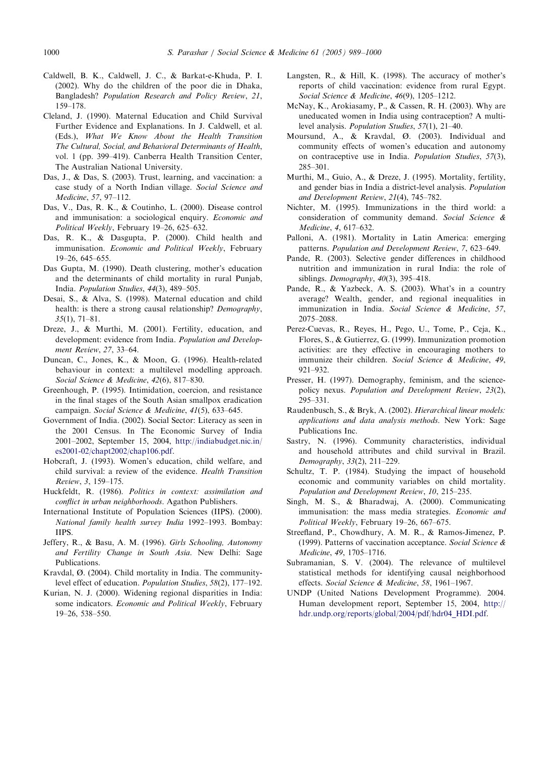Caldwell, B. K., Caldwell, J. C., & Barkat-e-Khuda, P. I. (2002). Why do the children of the poor die in Dhaka, Bangladesh? *Population Research and Policy Review*, *21*, 159–178.

Cleland, J. (1990). Maternal Education and Child Survival Further Evidence and Explanations. In J. Caldwell, et al. (Eds.), *What We Know About the Health Transition The Cultural, Social, and Behavioral Determinants of Health*, vol. 1 (pp. 399–419). Canberra Health Transition Center, The Australian National University.

Das, J., & Das, S. (2003). Trust, learning, and vaccination: a case study of a North Indian village. *Social Science and Medicine*, *57*, 97–112.

Das, V., Das, R. K., & Coutinho, L. (2000). Disease control and immunisation: a sociological enquiry. *Economic and Political Weekly*, February 19–26, 625–632.

Das, R. K., & Dasgupta, P. (2000). Child health and immunisation. *Economic and Political Weekly*, February 19–26, 645–655.

Das Gupta, M. (1990). Death clustering, mother's education and the determinants of child mortality in rural Punjab, India. *Population Studies*, *44*(3), 489–505.

Desai, S., & Alva, S. (1998). Maternal education and child health: is there a strong causal relationship? *Demography*, *35*(1), 71–81.

Dreze, J., & Murthi, M. (2001). Fertility, education, and development: evidence from India. *Population and Development Review*, *27*, 33–64.

Duncan, C., Jones, K., & Moon, G. (1996). Health-related behaviour in context: a multilevel modelling approach. *Social Science & Medicine*, *42*(6), 817–830.

Greenhough, P. (1995). Intimidation, coercion, and resistance in the final stages of the South Asian smallpox eradication campaign. *Social Science & Medicine*, *41*(5), 633–645.

Government of India. (2002). Social Sector: Literacy as seen in the 2001 Census. In The Economic Survey of India 2001–2002, September 15, 2004, http://indiabudget.nic.in/es2001-02/chapt2002/chap106.pdf.

Hobcraft, J. (1993). Women's education, child welfare, and child survival: a review of the evidence. *Health Transition Review*, *3*, 159–175.

Huckfeldt, R. (1986). *Politics in context: assimilation and conflict in urban neighborhoods*. Agathon Publishers.

International Institute of Population Sciences (IIPS). (2000). *National family health survey India* 1992–1993. Bombay: IIPS.

Jeffery, R., & Basu, A. M. (1996). *Girls Schooling, Autonomy and Fertility Change in South Asia*. New Delhi: Sage Publications.

Kravdal, Ø. (2004). Child mortality in India. The community-level effect of education. *Population Studies*, *58*(2), 177–192.

Kurian, N. J. (2000). Widening regional disparities in India: some indicators. *Economic and Political Weekly*, February 19–26, 538–550.

Langsten, R., & Hill, K. (1998). The accuracy of mother's reports of child vaccination: evidence from rural Egypt. *Social Science & Medicine*, *46*(9), 1205–1212.

McNay, K., Arokiasamy, P., & Cassen, R. H. (2003). Why are uneducated women in India using contraception? A multilevel analysis. *Population Studies*, *57*(1), 21–40.

Moursund, A., & Kravdal, Ø. (2003). Individual and community effects of women's education and autonomy on contraceptive use in India. *Population Studies*, *57*(3), 285–301.

Murthi, M., Guio, A., & Dreze, J. (1995). Mortality, fertility, and gender bias in India a district-level analysis. *Population and Development Review*, *21*(4), 745–782.

Nichter, M. (1995). Immunizations in the third world: a consideration of community demand. *Social Science & Medicine*, *4*, 617–632.

Palloni, A. (1981). Mortality in Latin America: emerging patterns. *Population and Development Review*, *7*, 623–649.

Pande, R. (2003). Selective gender differences in childhood nutrition and immunization in rural India: the role of siblings. *Demography*, *40*(3), 395–418.

Pande, R., & Yazbeck, A. S. (2003). What's in a country average? Wealth, gender, and regional inequalities in immunization in India. *Social Science & Medicine*, *57*, 2075–2088.

Perez-Cuevas, R., Reyes, H., Pego, U., Tome, P., Ceja, K., Flores, S., & Gutierrez, G. (1999). Immunization promotion activities: are they effective in encouraging mothers to immunize their children. *Social Science & Medicine*, *49*, 921–932.

Presser, H. (1997). Demography, feminism, and the science-policy nexus. *Population and Development Review*, *23*(2), 295–331.

Raudenbusch, S., & Bryk, A. (2002). *Hierarchical linear models: applications and data analysis methods*. New York: Sage Publications Inc.

Sastry, N. (1996). Community characteristics, individual and household attributes and child survival in Brazil. *Demography*, *33*(2), 211–229.

Schultz, T. P. (1984). Studying the impact of household economic and community variables on child mortality. *Population and Development Review*, *10*, 215–235.

Singh, M. S., & Bharadwaj, A. (2000). Communicating immunisation: the mass media strategies. *Economic and Political Weekly*, February 19–26, 667–675.

Streefland, P., Chowdhury, A. M. R., & Ramos-Jimenez, P. (1999). Patterns of vaccination acceptance. *Social Science & Medicine*, *49*, 1705–1716.

Subramanian, S. V. (2004). The relevance of multilevel statistical methods for identifying causal neighborhood effects. *Social Science & Medicine*, *58*, 1961–1967.

UNDP (United Nations Development Programme). 2004. Human development report, September 15, 2004, http://hdr.undp.org/reports/global/2004/pdf/hdr04_HDI.pdf.